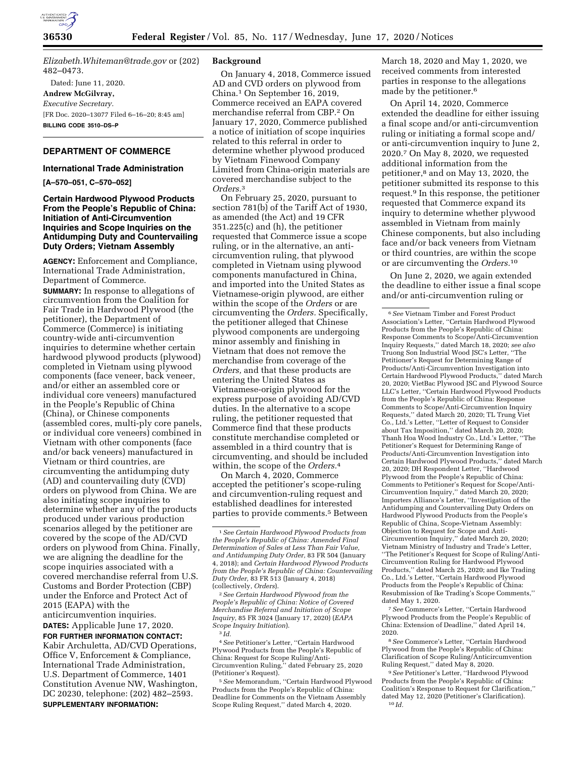*Elizabeth.Whiteman@trade.gov* or (202) 482–0473.

Dated: June 11, 2020.

**Andrew McGilvray,**

*Executive Secretary.*

[FR Doc. 2020–13077 Filed 6–16–20; 8:45 am]

**BILLING CODE 3510–DS–P**

## DEPARTMENT OF COMMERCE

### International Trade Administration

**[A–570–051, C–570–052]**

### Certain Hardwood Plywood Products From the People's Republic of China: Initiation of Anti-Circumvention Inquiries and Scope Inquiries on the Antidumping Duty and Countervailing Duty Orders; Vietnam Assembly

**AGENCY:** Enforcement and Compliance, International Trade Administration, Department of Commerce.

**SUMMARY:** In response to allegations of circumvention from the Coalition for Fair Trade in Hardwood Plywood (the petitioner), the Department of Commerce (Commerce) is initiating country-wide anti-circumvention inquiries to determine whether certain hardwood plywood products (plywood) completed in Vietnam using plywood components (face veneer, back veneer, and/or either an assembled core or individual core veneers) manufactured in the People's Republic of China (China), or Chinese components (assembled cores, multi-ply core panels, or individual core veneers) combined in Vietnam with other components (face and/or back veneers) manufactured in Vietnam or third countries, are circumventing the antidumping duty (AD) and countervailing duty (CVD) orders on plywood from China. We are also initiating scope inquiries to determine whether any of the products produced under various production scenarios alleged by the petitioner are covered by the scope of the AD/CVD orders on plywood from China. Finally, we are aligning the deadline for the scope inquiries associated with a covered merchandise referral from U.S. Customs and Border Protection (CBP) under the Enforce and Protect Act of 2015 (EAPA) with the anticircumvention inquiries.

**DATES:** Applicable June 17, 2020.

**FOR FURTHER INFORMATION CONTACT:** Kabir Archuleta, AD/CVD Operations, Office V, Enforcement & Compliance, International Trade Administration, U.S. Department of Commerce, 1401 Constitution Avenue NW, Washington, DC 20230, telephone: (202) 482–2593.

**SUPPLEMENTARY INFORMATION:**

### Background

On January 4, 2018, Commerce issued AD and CVD orders on plywood from China.[1] On September 16, 2019, Commerce received an EAPA covered merchandise referral from CBP.[2] On January 17, 2020, Commerce published a notice of initiation of scope inquiries related to this referral in order to determine whether plywood produced by Vietnam Finewood Company Limited from China-origin materials are covered merchandise subject to the *Orders.*[3]

On February 25, 2020, pursuant to section 781(b) of the Tariff Act of 1930, as amended (the Act) and 19 CFR 351.225(c) and (h), the petitioner requested that Commerce issue a scope ruling, or in the alternative, an anti-circumvention ruling, that plywood completed in Vietnam using plywood components manufactured in China, and imported into the United States as Vietnamese-origin plywood, are either within the scope of the *Orders* or are circumventing the *Orders.* Specifically, the petitioner alleged that Chinese plywood components are undergoing minor assembly and finishing in Vietnam that does not remove the merchandise from coverage of the *Orders,* and that these products are entering the United States as Vietnamese-origin plywood for the express purpose of avoiding AD/CVD duties. In the alternative to a scope ruling, the petitioner requested that Commerce find that these products constitute merchandise completed or assembled in a third country that is circumventing, and should be included within, the scope of the *Orders.*[4]

On March 4, 2020, Commerce accepted the petitioner's scope-ruling and circumvention-ruling request and established deadlines for interested parties to provide comments.[5] Between March 18, 2020 and May 1, 2020, we received comments from interested parties in response to the allegations made by the petitioner.[6]

On April 14, 2020, Commerce extended the deadline for either issuing a final scope and/or anti-circumvention ruling or initiating a formal scope and/or anti-circumvention inquiry to June 2, 2020.[7] On May 8, 2020, we requested additional information from the petitioner,[8] and on May 13, 2020, the petitioner submitted its response to this request.[9] In this response, the petitioner requested that Commerce expand its inquiry to determine whether plywood assembled in Vietnam from mainly Chinese components, but also including face and/or back veneers from Vietnam or third countries, are within the scope or are circumventing the *Orders.*[10]

On June 2, 2020, we again extended the deadline to either issue a final scope and/or anti-circumvention ruling or

---

[1] *See Certain Hardwood Plywood Products from the People's Republic of China: Amended Final Determination of Sales at Less Than Fair Value, and Antidumping Duty Order,* 83 FR 504 (January 4, 2018); and *Certain Hardwood Plywood Products from the People's Republic of China: Countervailing Duty Order,* 83 FR 513 (January 4, 2018) (collectively, *Orders*).

[2] *See Certain Hardwood Plywood from the People's Republic of China: Notice of Covered Merchandise Referral and Initiation of Scope Inquiry,* 85 FR 3024 (January 17, 2020) (*EAPA Scope Inquiry Initiation*).

[3] *Id.*

[4] *See* Petitioner's Letter, "Certain Hardwood Plywood Products from the People's Republic of China: Request for Scope Ruling/Anti-Circumvention Ruling," dated February 25, 2020 (Petitioner's Request).

[5] *See* Memorandum, "Certain Hardwood Plywood Products from the People's Republic of China: Deadline for Comments on the Vietnam Assembly Scope Ruling Request," dated March 4, 2020.

[6] *See* Vietnam Timber and Forest Product Association's Letter, "Certain Hardwood Plywood Products from the People's Republic of China: Response Comments to Scope/Anti-Circumvention Inquiry Requests," dated March 18, 2020; *see also* Truong Son Industrial Wood JSC's Letter, "The Petitioner's Request for Determining Range of Products/Anti-Circumvention Investigation into Certain Hardwood Plywood Products," dated March 20, 2020; VietBac Plywood JSC and Plywood Source LLC's Letter, "Certain Hardwood Plywood Products from the People's Republic of China: Response Comments to Scope/Anti-Circumvention Inquiry Requests," dated March 20, 2020; TL Trung Viet Co., Ltd.'s Letter, "Letter of Request to Consider about Tax Imposition," dated March 20, 2020; Thanh Hoa Wood Industry Co., Ltd.'s Letter, "The Petitioner's Request for Determining Range of Products/Anti-Circumvention Investigation into Certain Hardwood Plywood Products," dated March 20, 2020; DH Respondent Letter, "Hardwood Plywood from the People's Republic of China: Comments to Petitioner's Request for Scope/Anti-Circumvention Inquiry," dated March 20, 2020; Importers Alliance's Letter, "Investigation of the Antidumping and Countervailing Duty Orders on Hardwood Plywood Products from the People's Republic of China, Scope-Vietnam Assembly: Objection to Request for Scope and Anti-Circumvention Inquiry," dated March 20, 2020; Vietnam Ministry of Industry and Trade's Letter, "The Petitioner's Request for Scope of Ruling/Anti-Circumvention Ruling for Hardwood Plywood Products," dated March 25, 2020; and Ike Trading Co., Ltd.'s Letter, "Certain Hardwood Plywood Products from the People's Republic of China: Resubmission of Ike Trading's Scope Comments," dated May 1, 2020.

[7] *See* Commerce's Letter, "Certain Hardwood Plywood Products from the People's Republic of China: Extension of Deadline," dated April 14, 2020.

[8] *See* Commerce's Letter, "Certain Hardwood Plywood from the People's Republic of China: Clarification of Scope Ruling/Anticircumvention Ruling Request," dated May 8, 2020.

[9] *See* Petitioner's Letter, "Hardwood Plywood Products from the People's Republic of China: Coalition's Response to Request for Clarification," dated May 12, 2020 (Petitioner's Clarification).

[10] *Id.*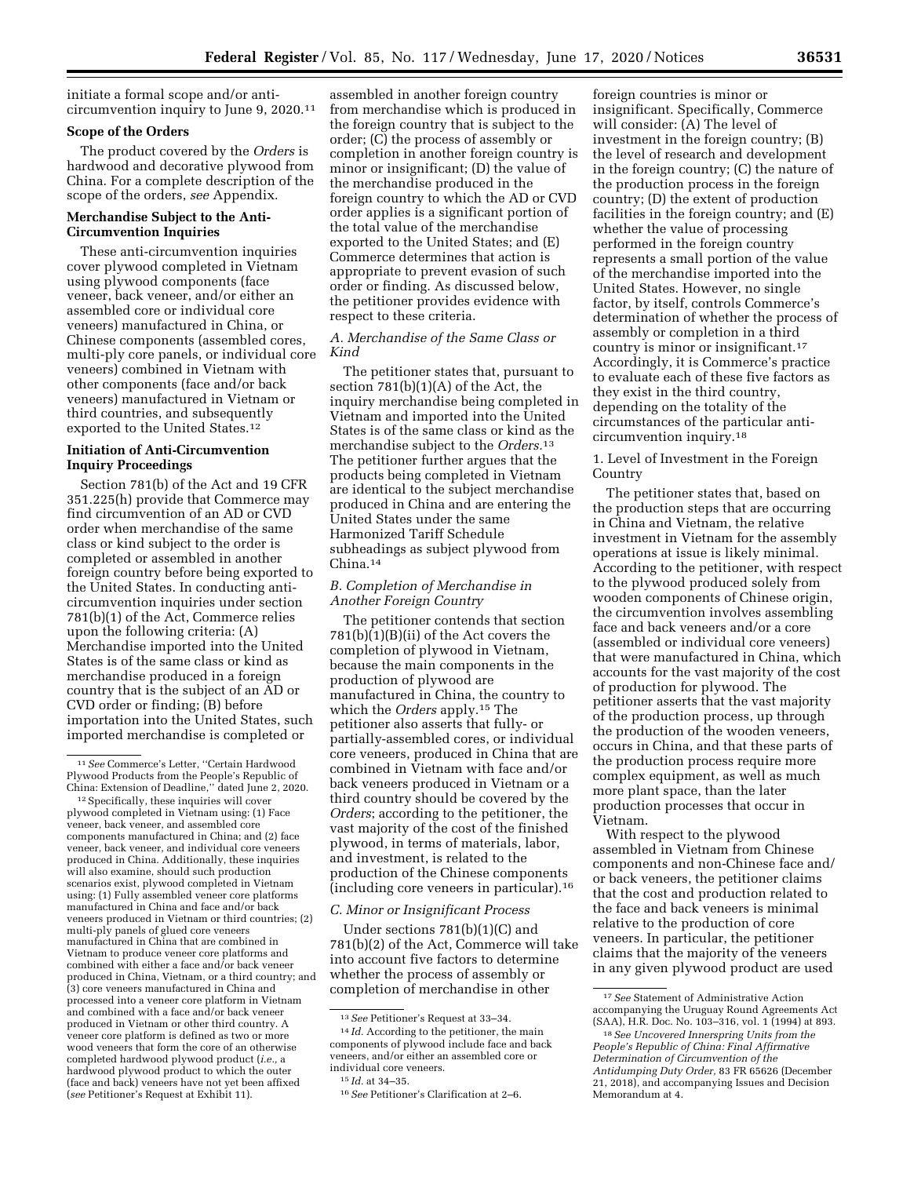initiate a formal scope and/or anti-circumvention inquiry to June 9, 2020.[11]

**Scope of the Orders**

The product covered by the *Orders* is hardwood and decorative plywood from China. For a complete description of the scope of the orders, *see* Appendix.

**Merchandise Subject to the Anti-Circumvention Inquiries**

These anti-circumvention inquiries cover plywood completed in Vietnam using plywood components (face veneer, back veneer, and/or either an assembled core or individual core veneers) manufactured in China, or Chinese components (assembled cores, multi-ply core panels, or individual core veneers) combined in Vietnam with other components (face and/or back veneers) manufactured in Vietnam or third countries, and subsequently exported to the United States.[12]

**Initiation of Anti-Circumvention Inquiry Proceedings**

Section 781(b) of the Act and 19 CFR 351.225(h) provide that Commerce may find circumvention of an AD or CVD order when merchandise of the same class or kind subject to the order is completed or assembled in another foreign country before being exported to the United States. In conducting anti-circumvention inquiries under section 781(b)(1) of the Act, Commerce relies upon the following criteria: (A) Merchandise imported into the United States is of the same class or kind as merchandise produced in a foreign country that is the subject of an AD or CVD order or finding; (B) before importation into the United States, such imported merchandise is completed or assembled in another foreign country from merchandise which is produced in the foreign country that is subject to the order; (C) the process of assembly or completion in another foreign country is minor or insignificant; (D) the value of the merchandise produced in the foreign country to which the AD or CVD order applies is a significant portion of the total value of the merchandise exported to the United States; and (E) Commerce determines that action is appropriate to prevent evasion of such order or finding. As discussed below, the petitioner provides evidence with respect to these criteria.

*A. Merchandise of the Same Class or Kind*

The petitioner states that, pursuant to section 781(b)(1)(A) of the Act, the inquiry merchandise being completed in Vietnam and imported into the United States is of the same class or kind as the merchandise subject to the *Orders*.[13] The petitioner further argues that the products being completed in Vietnam are identical to the subject merchandise produced in China and are entering the United States under the same Harmonized Tariff Schedule subheadings as subject plywood from China.[14]

*B. Completion of Merchandise in Another Foreign Country*

The petitioner contends that section 781(b)(1)(B)(ii) of the Act covers the completion of plywood in Vietnam, because the main components in the production of plywood are manufactured in China, the country to which the *Orders* apply.[15] The petitioner also asserts that fully- or partially-assembled cores, or individual core veneers, produced in China that are combined in Vietnam with face and/or back veneers produced in Vietnam or a third country should be covered by the *Orders*; according to the petitioner, the vast majority of the cost of the finished plywood, in terms of materials, labor, and investment, is related to the production of the Chinese components (including core veneers in particular).[16]

*C. Minor or Insignificant Process*

Under sections 781(b)(1)(C) and 781(b)(2) of the Act, Commerce will take into account five factors to determine whether the process of assembly or completion of merchandise in other foreign countries is minor or insignificant. Specifically, Commerce will consider: (A) The level of investment in the foreign country; (B) the level of research and development in the foreign country; (C) the nature of the production process in the foreign country; (D) the extent of production facilities in the foreign country; and (E) whether the value of processing performed in the foreign country represents a small portion of the value of the merchandise imported into the United States. However, no single factor, by itself, controls Commerce's determination of whether the process of assembly or completion in a third country is minor or insignificant.[17] Accordingly, it is Commerce's practice to evaluate each of these five factors as they exist in the third country, depending on the totality of the circumstances of the particular anti-circumvention inquiry.[18]

1. Level of Investment in the Foreign Country

The petitioner states that, based on the production steps that are occurring in China and Vietnam, the relative investment in Vietnam for the assembly operations at issue is likely minimal. According to the petitioner, with respect to the plywood produced solely from wooden components of Chinese origin, the circumvention involves assembling face and back veneers and/or a core (assembled or individual core veneers) that were manufactured in China, which accounts for the vast majority of the cost of production for plywood. The petitioner asserts that the vast majority of the production process, up through the production of the wooden veneers, occurs in China, and that these parts of the production process require more complex equipment, as well as much more plant space, than the later production processes that occur in Vietnam.

With respect to the plywood assembled in Vietnam from Chinese components and non-Chinese face and/or back veneers, the petitioner claims that the cost and production related to the face and back veneers is minimal relative to the production of core veneers. In particular, the petitioner claims that the majority of the veneers in any given plywood product are used

---

[11] *See* Commerce's Letter, "Certain Hardwood Plywood Products from the People's Republic of China: Extension of Deadline," dated June 2, 2020.

[12] Specifically, these inquiries will cover plywood completed in Vietnam using: (1) Face veneer, back veneer, and assembled core components manufactured in China; and (2) face veneer, back veneer, and individual core veneers produced in China. Additionally, these inquiries will also examine, should such production scenarios exist, plywood completed in Vietnam using: (1) Fully assembled veneer core platforms manufactured in China and face and/or back veneers produced in Vietnam or third countries; (2) multi-ply panels of glued core veneers manufactured in China that are combined in Vietnam to produce veneer core platforms and combined with either a face and/or back veneer produced in China, Vietnam, or a third country; and (3) core veneers manufactured in China and processed into a veneer core platform in Vietnam and combined with a face and/or back veneer produced in Vietnam or other third country. A veneer core platform is defined as two or more wood veneers that form the core of an otherwise completed hardwood plywood product (*i.e.*, a hardwood plywood product to which the outer (face and back) veneers have not yet been affixed (*see* Petitioner's Request at Exhibit 11).

[13] *See* Petitioner's Request at 33–34.

[14] *Id.* According to the petitioner, the main components of plywood include face and back veneers, and/or either an assembled core or individual core veneers.

[15] *Id.* at 34–35.

[16] *See* Petitioner's Clarification at 2–6.

[17] *See* Statement of Administrative Action accompanying the Uruguay Round Agreements Act (SAA), H.R. Doc. No. 103–316, vol. 1 (1994) at 893.

[18] *See Uncovered Innerspring Units from the People's Republic of China: Final Affirmative Determination of Circumvention of the Antidumping Duty Order,* 83 FR 65626 (December 21, 2018), and accompanying Issues and Decision Memorandum at 4.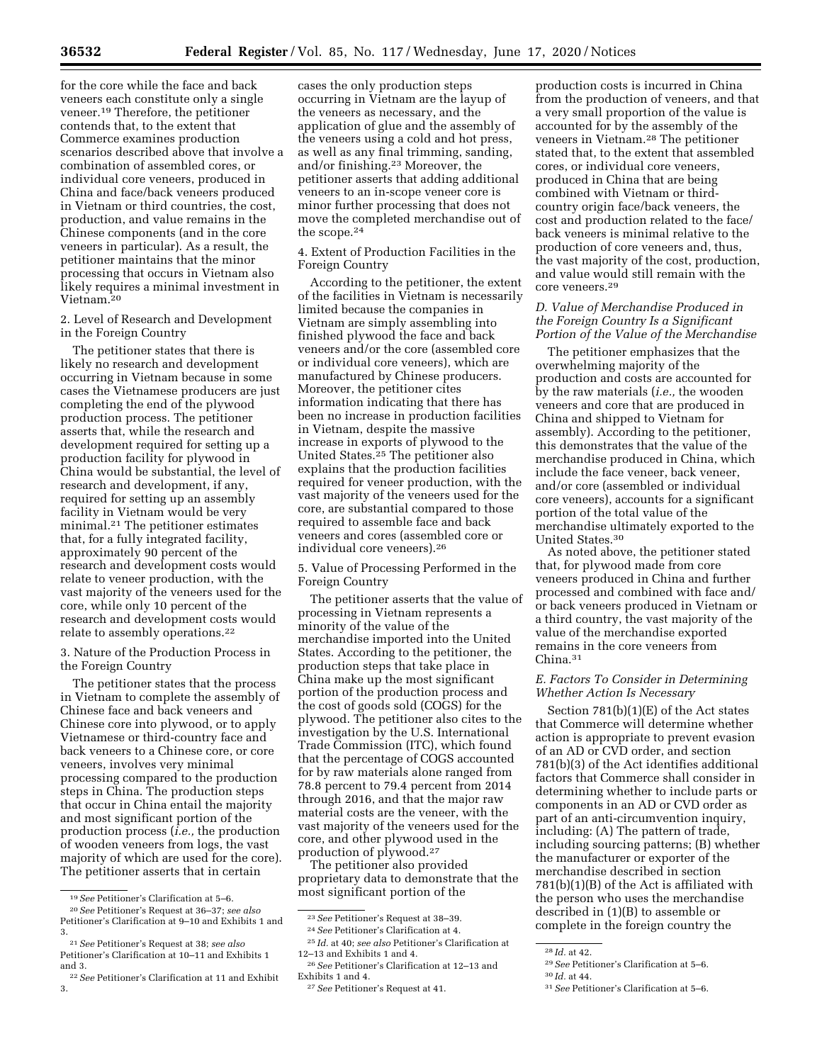for the core while the face and back veneers each constitute only a single veneer.[19] Therefore, the petitioner contends that, to the extent that Commerce examines production scenarios described above that involve a combination of assembled cores, or individual core veneers, produced in China and face/back veneers produced in Vietnam or third countries, the cost, production, and value remains in the Chinese components (and in the core veneers in particular). As a result, the petitioner maintains that the minor processing that occurs in Vietnam also likely requires a minimal investment in Vietnam.[20]

2. Level of Research and Development in the Foreign Country

The petitioner states that there is likely no research and development occurring in Vietnam because in some cases the Vietnamese producers are just completing the end of the plywood production process. The petitioner asserts that, while the research and development required for setting up a production facility for plywood in China would be substantial, the level of research and development, if any, required for setting up an assembly facility in Vietnam would be very minimal.[21] The petitioner estimates that, for a fully integrated facility, approximately 90 percent of the research and development costs would relate to veneer production, with the vast majority of the veneers used for the core, while only 10 percent of the research and development costs would relate to assembly operations.[22]

3. Nature of the Production Process in the Foreign Country

The petitioner states that the process in Vietnam to complete the assembly of Chinese face and back veneers and Chinese core into plywood, or to apply Vietnamese or third-country face and back veneers to a Chinese core, or core veneers, involves very minimal processing compared to the production steps in China. The production steps that occur in China entail the majority and most significant portion of the production process (*i.e.,* the production of wooden veneers from logs, the vast majority of which are used for the core). The petitioner asserts that in certain cases the only production steps occurring in Vietnam are the layup of the veneers as necessary, and the application of glue and the assembly of the veneers using a cold and hot press, as well as any final trimming, sanding, and/or finishing.[23] Moreover, the petitioner asserts that adding additional veneers to an in-scope veneer core is minor further processing that does not move the completed merchandise out of the scope.[24]

4. Extent of Production Facilities in the Foreign Country

According to the petitioner, the extent of the facilities in Vietnam is necessarily limited because the companies in Vietnam are simply assembling into finished plywood the face and back veneers and/or the core (assembled core or individual core veneers), which are manufactured by Chinese producers. Moreover, the petitioner cites information indicating that there has been no increase in production facilities in Vietnam, despite the massive increase in exports of plywood to the United States.[25] The petitioner also explains that the production facilities required for veneer production, with the vast majority of the veneers used for the core, are substantial compared to those required to assemble face and back veneers and cores (assembled core or individual core veneers).[26]

5. Value of Processing Performed in the Foreign Country

The petitioner asserts that the value of processing in Vietnam represents a minority of the value of the merchandise imported into the United States. According to the petitioner, the production steps that take place in China make up the most significant portion of the production process and the cost of goods sold (COGS) for the plywood. The petitioner also cites to the investigation by the U.S. International Trade Commission (ITC), which found that the percentage of COGS accounted for by raw materials alone ranged from 78.8 percent to 79.4 percent from 2014 through 2016, and that the major raw material costs are the veneer, with the vast majority of the veneers used for the core, and other plywood used in the production of plywood.[27]

The petitioner also provided proprietary data to demonstrate that the most significant portion of the production costs is incurred in China from the production of veneers, and that a very small proportion of the value is accounted for by the assembly of the veneers in Vietnam.[28] The petitioner stated that, to the extent that assembled cores, or individual core veneers, produced in China that are being combined with Vietnam or third-country origin face/back veneers, the cost and production related to the face/back veneers is minimal relative to the production of core veneers and, thus, the vast majority of the cost, production, and value would still remain with the core veneers.[29]

### *D. Value of Merchandise Produced in the Foreign Country Is a Significant Portion of the Value of the Merchandise*

The petitioner emphasizes that the overwhelming majority of the production and costs are accounted for by the raw materials (*i.e.,* the wooden veneers and core that are produced in China and shipped to Vietnam for assembly). According to the petitioner, this demonstrates that the value of the merchandise produced in China, which include the face veneer, back veneer, and/or core (assembled or individual core veneers), accounts for a significant portion of the total value of the merchandise ultimately exported to the United States.[30]

As noted above, the petitioner stated that, for plywood made from core veneers produced in China and further processed and combined with face and/or back veneers produced in Vietnam or a third country, the vast majority of the value of the merchandise exported remains in the core veneers from China.[31]

### *E. Factors To Consider in Determining Whether Action Is Necessary*

Section 781(b)(1)(E) of the Act states that Commerce will determine whether action is appropriate to prevent evasion of an AD or CVD order, and section 781(b)(3) of the Act identifies additional factors that Commerce shall consider in determining whether to include parts or components in an AD or CVD order as part of an anti-circumvention inquiry, including: (A) The pattern of trade, including sourcing patterns; (B) whether the manufacturer or exporter of the merchandise described in section 781(b)(1)(B) of the Act is affiliated with the person who uses the merchandise described in (1)(B) to assemble or complete in the foreign country the

---

[19] *See* Petitioner's Clarification at 5–6.

[20] *See* Petitioner's Request at 36–37; *see also* Petitioner's Clarification at 9–10 and Exhibits 1 and 3.

[21] *See* Petitioner's Request at 38; *see also* Petitioner's Clarification at 10–11 and Exhibits 1 and 3.

[22] *See* Petitioner's Clarification at 11 and Exhibit 3.

[23] *See* Petitioner's Request at 38–39.

[24] *See* Petitioner's Clarification at 4.

[25] *Id.* at 40; *see also* Petitioner's Clarification at 12–13 and Exhibits 1 and 4.

[26] *See* Petitioner's Clarification at 12–13 and Exhibits 1 and 4.

[27] *See* Petitioner's Request at 41.

[28] *Id.* at 42.

[29] *See* Petitioner's Clarification at 5–6.

[30] *Id.* at 44.

[31] *See* Petitioner's Clarification at 5–6.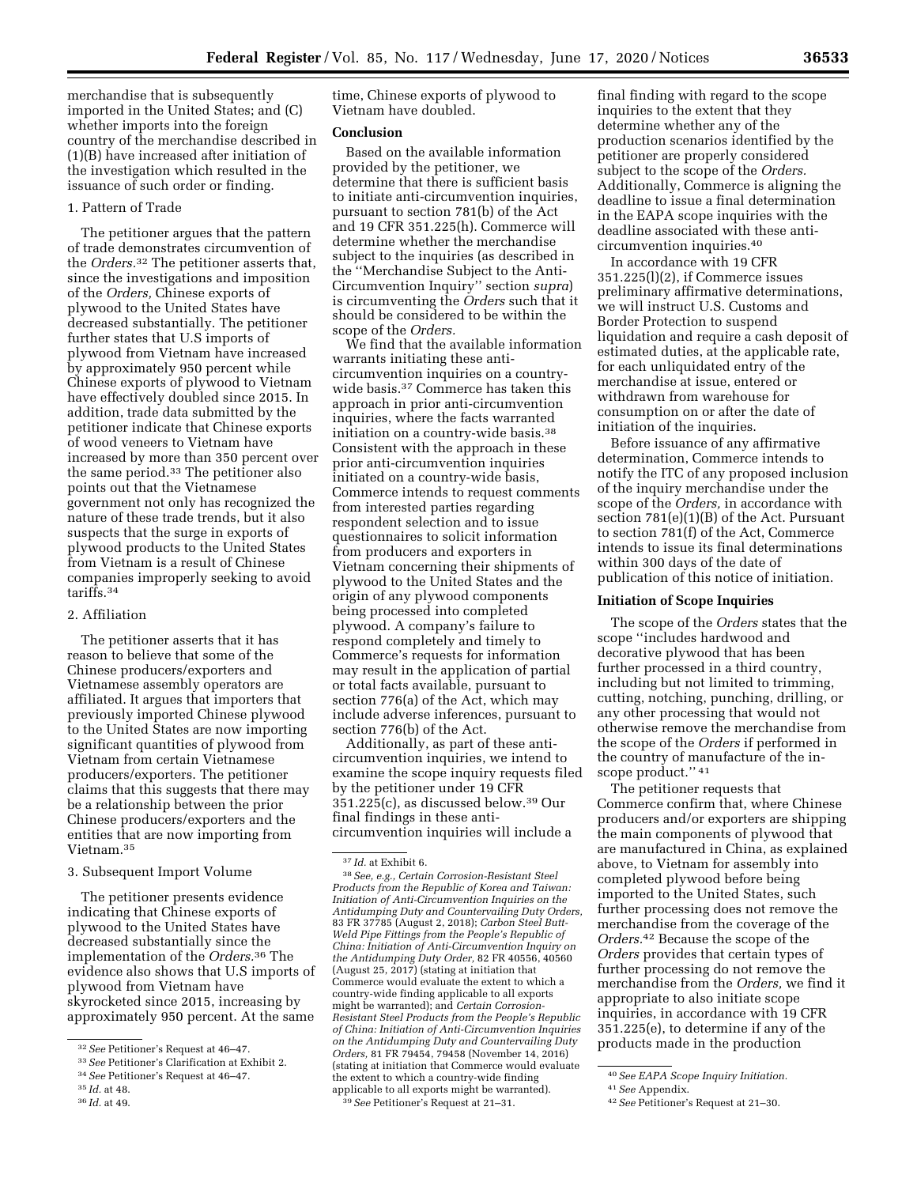merchandise that is subsequently imported in the United States; and (C) whether imports into the foreign country of the merchandise described in (1)(B) have increased after initiation of the investigation which resulted in the issuance of such order or finding.

1. Pattern of Trade

The petitioner argues that the pattern of trade demonstrates circumvention of the *Orders.*[32] The petitioner asserts that, since the investigations and imposition of the *Orders,* Chinese exports of plywood to the United States have decreased substantially. The petitioner further states that U.S imports of plywood from Vietnam have increased by approximately 950 percent while Chinese exports of plywood to Vietnam have effectively doubled since 2015. In addition, trade data submitted by the petitioner indicate that Chinese exports of wood veneers to Vietnam have increased by more than 350 percent over the same period.[33] The petitioner also points out that the Vietnamese government not only has recognized the nature of these trade trends, but it also suspects that the surge in exports of plywood products to the United States from Vietnam is a result of Chinese companies improperly seeking to avoid tariffs.[34]

2. Affiliation

The petitioner asserts that it has reason to believe that some of the Chinese producers/exporters and Vietnamese assembly operators are affiliated. It argues that importers that previously imported Chinese plywood to the United States are now importing significant quantities of plywood from Vietnam from certain Vietnamese producers/exporters. The petitioner claims that this suggests that there may be a relationship between the prior Chinese producers/exporters and the entities that are now importing from Vietnam.[35]

3. Subsequent Import Volume

The petitioner presents evidence indicating that Chinese exports of plywood to the United States have decreased substantially since the implementation of the *Orders.*[36] The evidence also shows that U.S imports of plywood from Vietnam have skyrocketed since 2015, increasing by approximately 950 percent. At the same time, Chinese exports of plywood to Vietnam have doubled.

**Conclusion**

Based on the available information provided by the petitioner, we determine that there is sufficient basis to initiate anti-circumvention inquiries, pursuant to section 781(b) of the Act and 19 CFR 351.225(h). Commerce will determine whether the merchandise subject to the inquiries (as described in the "Merchandise Subject to the Anti-Circumvention Inquiry" section *supra*) is circumventing the *Orders* such that it should be considered to be within the scope of the *Orders.*

We find that the available information warrants initiating these anti-circumvention inquiries on a country-wide basis.[37] Commerce has taken this approach in prior anti-circumvention inquiries, where the facts warranted initiation on a country-wide basis.[38] Consistent with the approach in these prior anti-circumvention inquiries initiated on a country-wide basis, Commerce intends to request comments from interested parties regarding respondent selection and to issue questionnaires to solicit information from producers and exporters in Vietnam concerning their shipments of plywood to the United States and the origin of any plywood components being processed into completed plywood. A company's failure to respond completely and timely to Commerce's requests for information may result in the application of partial or total facts available, pursuant to section 776(a) of the Act, which may include adverse inferences, pursuant to section 776(b) of the Act.

Additionally, as part of these anti-circumvention inquiries, we intend to examine the scope inquiry requests filed by the petitioner under 19 CFR 351.225(c), as discussed below.[39] Our final findings in these anti-circumvention inquiries will include a final finding with regard to the scope inquiries to the extent that they determine whether any of the production scenarios identified by the petitioner are properly considered subject to the scope of the *Orders.* Additionally, Commerce is aligning the deadline to issue a final determination in the EAPA scope inquiries with the deadline associated with these anti-circumvention inquiries.[40]

In accordance with 19 CFR 351.225(l)(2), if Commerce issues preliminary affirmative determinations, we will instruct U.S. Customs and Border Protection to suspend liquidation and require a cash deposit of estimated duties, at the applicable rate, for each unliquidated entry of the merchandise at issue, entered or withdrawn from warehouse for consumption on or after the date of initiation of the inquiries.

Before issuance of any affirmative determination, Commerce intends to notify the ITC of any proposed inclusion of the inquiry merchandise under the scope of the *Orders,* in accordance with section 781(e)(1)(B) of the Act. Pursuant to section 781(f) of the Act, Commerce intends to issue its final determinations within 300 days of the date of publication of this notice of initiation.

**Initiation of Scope Inquiries**

The scope of the *Orders* states that the scope "includes hardwood and decorative plywood that has been further processed in a third country, including but not limited to trimming, cutting, notching, punching, drilling, or any other processing that would not otherwise remove the merchandise from the scope of the *Orders* if performed in the country of manufacture of the in-scope product." [41]

The petitioner requests that Commerce confirm that, where Chinese producers and/or exporters are shipping the main components of plywood that are manufactured in China, as explained above, to Vietnam for assembly into completed plywood before being imported to the United States, such further processing does not remove the merchandise from the coverage of the *Orders.*[42] Because the scope of the *Orders* provides that certain types of further processing do not remove the merchandise from the *Orders,* we find it appropriate to also initiate scope inquiries, in accordance with 19 CFR 351.225(e), to determine if any of the products made in the production

---

[32] *See* Petitioner's Request at 46–47.

[33] *See* Petitioner's Clarification at Exhibit 2.

[34] *See* Petitioner's Request at 46–47.

[35] *Id.* at 48.

[36] *Id.* at 49.

[37] *Id.* at Exhibit 6.

[38] *See, e.g., Certain Corrosion-Resistant Steel Products from the Republic of Korea and Taiwan: Initiation of Anti-Circumvention Inquiries on the Antidumping Duty and Countervailing Duty Orders,* 83 FR 37785 (August 2, 2018); *Carbon Steel Butt-Weld Pipe Fittings from the People's Republic of China: Initiation of Anti-Circumvention Inquiry on the Antidumping Duty Order,* 82 FR 40556, 40560 (August 25, 2017) (stating at initiation that Commerce would evaluate the extent to which a country-wide finding applicable to all exports might be warranted); and *Certain Corrosion-Resistant Steel Products from the People's Republic of China: Initiation of Anti-Circumvention Inquiries on the Antidumping Duty and Countervailing Duty Orders,* 81 FR 79454, 79458 (November 14, 2016) (stating at initiation that Commerce would evaluate the extent to which a country-wide finding applicable to all exports might be warranted).

[39] *See* Petitioner's Request at 21–31.

[40] *See EAPA Scope Inquiry Initiation.*

[41] *See* Appendix.

[42] *See* Petitioner's Request at 21–30.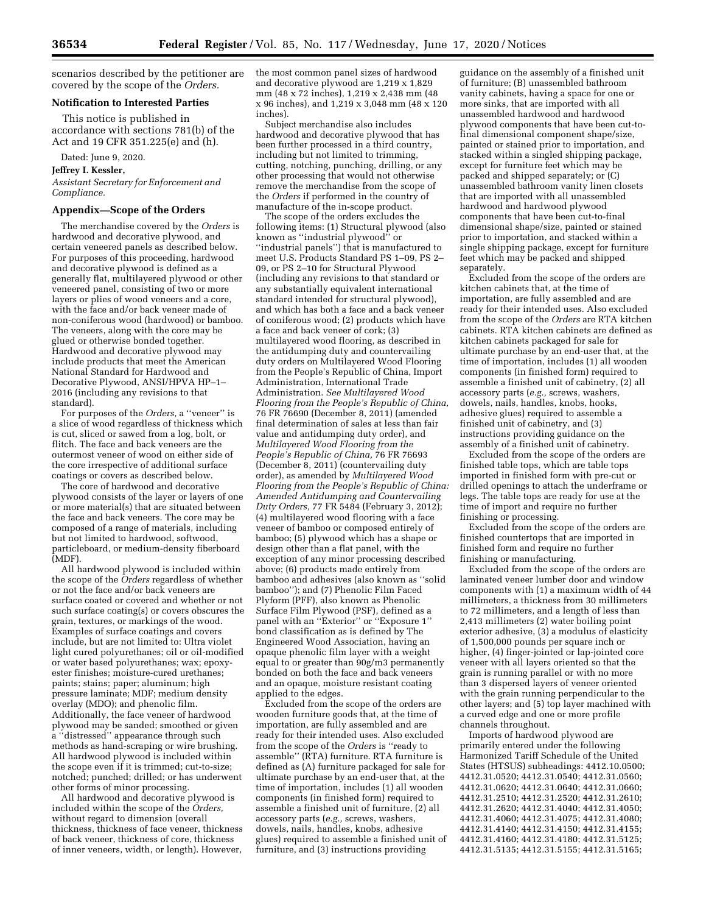scenarios described by the petitioner are covered by the scope of the *Orders.*

## Notification to Interested Parties

This notice is published in accordance with sections 781(b) of the Act and 19 CFR 351.225(e) and (h).

Dated: June 9, 2020.

**Jeffrey I. Kessler,**

*Assistant Secretary for Enforcement and Compliance.*

## Appendix—Scope of the Orders

The merchandise covered by the *Orders* is hardwood and decorative plywood, and certain veneered panels as described below. For purposes of this proceeding, hardwood and decorative plywood is defined as a generally flat, multilayered plywood or other veneered panel, consisting of two or more layers or plies of wood veneers and a core, with the face and/or back veneer made of non-coniferous wood (hardwood) or bamboo. The veneers, along with the core may be glued or otherwise bonded together. Hardwood and decorative plywood may include products that meet the American National Standard for Hardwood and Decorative Plywood, ANSI/HPVA HP–1–2016 (including any revisions to that standard).

For purposes of the *Orders,* a ''veneer'' is a slice of wood regardless of thickness which is cut, sliced or sawed from a log, bolt, or flitch. The face and back veneers are the outermost veneer of wood on either side of the core irrespective of additional surface coatings or covers as described below.

The core of hardwood and decorative plywood consists of the layer or layers of one or more material(s) that are situated between the face and back veneers. The core may be composed of a range of materials, including but not limited to hardwood, softwood, particleboard, or medium-density fiberboard (MDF).

All hardwood plywood is included within the scope of the *Orders* regardless of whether or not the face and/or back veneers are surface coated or covered and whether or not such surface coating(s) or covers obscures the grain, textures, or markings of the wood. Examples of surface coatings and covers include, but are not limited to: Ultra violet light cured polyurethanes; oil or oil-modified or water based polyurethanes; wax; epoxy-ester finishes; moisture-cured urethanes; paints; stains; paper; aluminum; high pressure laminate; MDF; medium density overlay (MDO); and phenolic film. Additionally, the face veneer of hardwood plywood may be sanded; smoothed or given a ''distressed'' appearance through such methods as hand-scraping or wire brushing. All hardwood plywood is included within the scope even if it is trimmed; cut-to-size; notched; punched; drilled; or has underwent other forms of minor processing.

All hardwood and decorative plywood is included within the scope of the *Orders,* without regard to dimension (overall thickness, thickness of face veneer, thickness of back veneer, thickness of core, thickness of inner veneers, width, or length). However, the most common panel sizes of hardwood and decorative plywood are 1,219 x 1,829 mm (48 x 72 inches), 1,219 x 2,438 mm (48 x 96 inches), and 1,219 x 3,048 mm (48 x 120 inches).

Subject merchandise also includes hardwood and decorative plywood that has been further processed in a third country, including but not limited to trimming, cutting, notching, punching, drilling, or any other processing that would not otherwise remove the merchandise from the scope of the *Orders* if performed in the country of manufacture of the in-scope product.

The scope of the orders excludes the following items: (1) Structural plywood (also known as ''industrial plywood'' or ''industrial panels'') that is manufactured to meet U.S. Products Standard PS 1–09, PS 2–09, or PS 2–10 for Structural Plywood (including any revisions to that standard or any substantially equivalent international standard intended for structural plywood), and which has both a face and a back veneer of coniferous wood; (2) products which have a face and back veneer of cork; (3) multilayered wood flooring, as described in the antidumping duty and countervailing duty orders on Multilayered Wood Flooring from the People's Republic of China, Import Administration, International Trade Administration. *See Multilayered Wood Flooring from the People's Republic of China,* 76 FR 76690 (December 8, 2011) (amended final determination of sales at less than fair value and antidumping duty order), and *Multilayered Wood Flooring from the People's Republic of China,* 76 FR 76693 (December 8, 2011) (countervailing duty order), as amended by *Multilayered Wood Flooring from the People's Republic of China: Amended Antidumping and Countervailing Duty Orders,* 77 FR 5484 (February 3, 2012); (4) multilayered wood flooring with a face veneer of bamboo or composed entirely of bamboo; (5) plywood which has a shape or design other than a flat panel, with the exception of any minor processing described above; (6) products made entirely from bamboo and adhesives (also known as ''solid bamboo''); and (7) Phenolic Film Faced Plyform (PFF), also known as Phenolic Surface Film Plywood (PSF), defined as a panel with an ''Exterior'' or ''Exposure 1'' bond classification as is defined by The Engineered Wood Association, having an opaque phenolic film layer with a weight equal to or greater than 90g/m3 permanently bonded on both the face and back veneers and an opaque, moisture resistant coating applied to the edges.

Excluded from the scope of the orders are wooden furniture goods that, at the time of importation, are fully assembled and are ready for their intended uses. Also excluded from the scope of the *Orders* is ''ready to assemble'' (RTA) furniture. RTA furniture is defined as (A) furniture packaged for sale for ultimate purchase by an end-user that, at the time of importation, includes (1) all wooden components (in finished form) required to assemble a finished unit of furniture, (2) all accessory parts (*e.g.,* screws, washers, dowels, nails, handles, knobs, adhesive glues) required to assemble a finished unit of furniture, and (3) instructions providing guidance on the assembly of a finished unit of furniture; (B) unassembled bathroom vanity cabinets, having a space for one or more sinks, that are imported with all unassembled hardwood and hardwood plywood components that have been cut-to-final dimensional component shape/size, painted or stained prior to importation, and stacked within a singled shipping package, except for furniture feet which may be packed and shipped separately; or (C) unassembled bathroom vanity linen closets that are imported with all unassembled hardwood and hardwood plywood components that have been cut-to-final dimensional shape/size, painted or stained prior to importation, and stacked within a single shipping package, except for furniture feet which may be packed and shipped separately.

Excluded from the scope of the orders are kitchen cabinets that, at the time of importation, are fully assembled and are ready for their intended uses. Also excluded from the scope of the *Orders* are RTA kitchen cabinets. RTA kitchen cabinets are defined as kitchen cabinets packaged for sale for ultimate purchase by an end-user that, at the time of importation, includes (1) all wooden components (in finished form) required to assemble a finished unit of cabinetry, (2) all accessory parts (*e.g.,* screws, washers, dowels, nails, handles, knobs, hooks, adhesive glues) required to assemble a finished unit of cabinetry, and (3) instructions providing guidance on the assembly of a finished unit of cabinetry.

Excluded from the scope of the orders are finished table tops, which are table tops imported in finished form with pre-cut or drilled openings to attach the underframe or legs. The table tops are ready for use at the time of import and require no further finishing or processing.

Excluded from the scope of the orders are finished countertops that are imported in finished form and require no further finishing or manufacturing.

Excluded from the scope of the orders are laminated veneer lumber door and window components with (1) a maximum width of 44 millimeters, a thickness from 30 millimeters to 72 millimeters, and a length of less than 2,413 millimeters (2) water boiling point exterior adhesive, (3) a modulus of elasticity of 1,500,000 pounds per square inch or higher, (4) finger-jointed or lap-jointed core veneer with all layers oriented so that the grain is running parallel or with no more than 3 dispersed layers of veneer oriented with the grain running perpendicular to the other layers; and (5) top layer machined with a curved edge and one or more profile channels throughout.

Imports of hardwood plywood are primarily entered under the following Harmonized Tariff Schedule of the United States (HTSUS) subheadings: 4412.10.0500; 4412.31.0520; 4412.31.0540; 4412.31.0560; 4412.31.0620; 4412.31.0640; 4412.31.0660; 4412.31.2510; 4412.31.2520; 4412.31.2610; 4412.31.2620; 4412.31.4040; 4412.31.4050; 4412.31.4060; 4412.31.4075; 4412.31.4080; 4412.31.4140; 4412.31.4150; 4412.31.4155; 4412.31.4160; 4412.31.4180; 4412.31.5125; 4412.31.5135; 4412.31.5155; 4412.31.5165;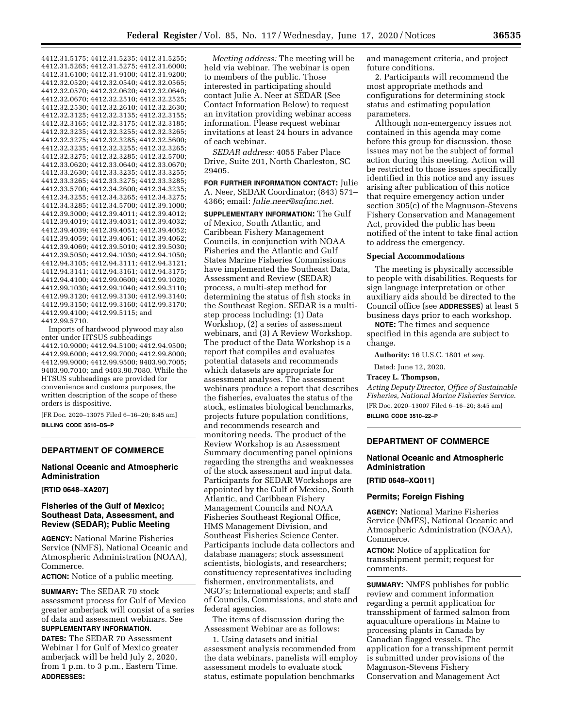4412.31.5175; 4412.31.5235; 4412.31.5255; 4412.31.5265; 4412.31.5275; 4412.31.6000; 4412.31.6100; 4412.31.9100; 4412.31.9200; 4412.32.0520; 4412.32.0540; 4412.32.0565; 4412.32.0570; 4412.32.0620; 4412.32.0640; 4412.32.0670; 4412.32.2510; 4412.32.2525; 4412.32.2530; 4412.32.2610; 4412.32.2630; 4412.32.3125; 4412.32.3135; 4412.32.3155; 4412.32.3165; 4412.32.3175; 4412.32.3185; 4412.32.3235; 4412.32.3255; 4412.32.3265; 4412.32.3275; 4412.32.3285; 4412.32.5600; 4412.32.3235; 4412.32.3255; 4412.32.3265; 4412.32.3275; 4412.32.3285; 4412.32.5700; 4412.33.0620; 4412.33.0640; 4412.33.0670; 4412.33.2630; 4412.33.3235; 4412.33.3255; 4412.33.3265; 4412.33.3275; 4412.33.3285; 4412.33.5700; 4412.34.2600; 4412.34.3235; 4412.34.3255; 4412.34.3265; 4412.34.3275; 4412.34.3285; 4412.34.5700; 4412.39.1000; 4412.39.3000; 4412.39.4011; 4412.39.4012; 4412.39.4019; 4412.39.4031; 4412.39.4032; 4412.39.4039; 4412.39.4051; 4412.39.4052; 4412.39.4059; 4412.39.4061; 4412.39.4062; 4412.39.4069; 4412.39.5010; 4412.39.5030; 4412.39.5050; 4412.94.1030; 4412.94.1050; 4412.94.3105; 4412.94.3111; 4412.94.3121; 4412.94.3141; 4412.94.3161; 4412.94.3175; 4412.94.4100; 4412.99.0600; 4412.99.1020; 4412.99.1030; 4412.99.1040; 4412.99.3110; 4412.99.3120; 4412.99.3130; 4412.99.3140; 4412.99.3150; 4412.99.3160; 4412.99.3170; 4412.99.4100; 4412.99.5115; and 4412.99.5710.

Imports of hardwood plywood may also enter under HTSUS subheadings 4412.10.9000; 4412.94.5100; 4412.94.9500; 4412.99.6000; 4412.99.7000; 4412.99.8000; 4412.99.9000; 4412.99.9500; 9403.90.7005; 9403.90.7010; and 9403.90.7080. While the HTSUS subheadings are provided for convenience and customs purposes, the written description of the scope of these orders is dispositive.

[FR Doc. 2020–13075 Filed 6–16–20; 8:45 am]

**BILLING CODE 3510–DS–P**

## DEPARTMENT OF COMMERCE

### National Oceanic and Atmospheric Administration

**[RTID 0648–XA207]**

### Fisheries of the Gulf of Mexico; Southeast Data, Assessment, and Review (SEDAR); Public Meeting

**AGENCY:** National Marine Fisheries Service (NMFS), National Oceanic and Atmospheric Administration (NOAA), Commerce.

**ACTION:** Notice of a public meeting.

**SUMMARY:** The SEDAR 70 stock assessment process for Gulf of Mexico greater amberjack will consist of a series of data and assessment webinars. See **SUPPLEMENTARY INFORMATION**.

**DATES:** The SEDAR 70 Assessment Webinar I for Gulf of Mexico greater amberjack will be held July 2, 2020, from 1 p.m. to 3 p.m., Eastern Time.

**ADDRESSES:**

*Meeting address:* The meeting will be held via webinar. The webinar is open to members of the public. Those interested in participating should contact Julie A. Neer at SEDAR (See Contact Information Below) to request an invitation providing webinar access information. Please request webinar invitations at least 24 hours in advance of each webinar.

*SEDAR address:* 4055 Faber Place Drive, Suite 201, North Charleston, SC 29405.

**FOR FURTHER INFORMATION CONTACT:** Julie A. Neer, SEDAR Coordinator; (843) 571–4366; email: *Julie.neer@safmc.net.*

**SUPPLEMENTARY INFORMATION:** The Gulf of Mexico, South Atlantic, and Caribbean Fishery Management Councils, in conjunction with NOAA Fisheries and the Atlantic and Gulf States Marine Fisheries Commissions have implemented the Southeast Data, Assessment and Review (SEDAR) process, a multi-step method for determining the status of fish stocks in the Southeast Region. SEDAR is a multi-step process including: (1) Data Workshop, (2) a series of assessment webinars, and (3) A Review Workshop. The product of the Data Workshop is a report that compiles and evaluates potential datasets and recommends which datasets are appropriate for assessment analyses. The assessment webinars produce a report that describes the fisheries, evaluates the status of the stock, estimates biological benchmarks, projects future population conditions, and recommends research and monitoring needs. The product of the Review Workshop is an Assessment Summary documenting panel opinions regarding the strengths and weaknesses of the stock assessment and input data. Participants for SEDAR Workshops are appointed by the Gulf of Mexico, South Atlantic, and Caribbean Fishery Management Councils and NOAA Fisheries Southeast Regional Office, HMS Management Division, and Southeast Fisheries Science Center. Participants include data collectors and database managers; stock assessment scientists, biologists, and researchers; constituency representatives including fishermen, environmentalists, and NGO's; International experts; and staff of Councils, Commissions, and state and federal agencies.

The items of discussion during the Assessment Webinar are as follows:

1. Using datasets and initial assessment analysis recommended from the data webinars, panelists will employ assessment models to evaluate stock status, estimate population benchmarks and management criteria, and project future conditions.

2. Participants will recommend the most appropriate methods and configurations for determining stock status and estimating population parameters.

Although non-emergency issues not contained in this agenda may come before this group for discussion, those issues may not be the subject of formal action during this meeting. Action will be restricted to those issues specifically identified in this notice and any issues arising after publication of this notice that require emergency action under section 305(c) of the Magnuson-Stevens Fishery Conservation and Management Act, provided the public has been notified of the intent to take final action to address the emergency.

#### Special Accommodations

The meeting is physically accessible to people with disabilities. Requests for sign language interpretation or other auxiliary aids should be directed to the Council office (see **ADDRESSES**) at least 5 business days prior to each workshop.

**NOTE:** The times and sequence specified in this agenda are subject to change.

**Authority:** 16 U.S.C. 1801 *et seq.*

Dated: June 12, 2020.

**Tracey L. Thompson,**

*Acting Deputy Director, Office of Sustainable Fisheries, National Marine Fisheries Service.*

[FR Doc. 2020–13007 Filed 6–16–20; 8:45 am]

**BILLING CODE 3510–22–P**

## DEPARTMENT OF COMMERCE

### National Oceanic and Atmospheric Administration

**[RTID 0648–XQ011]**

### Permits; Foreign Fishing

**AGENCY:** National Marine Fisheries Service (NMFS), National Oceanic and Atmospheric Administration (NOAA), Commerce.

**ACTION:** Notice of application for transshipment permit; request for comments.

**SUMMARY:** NMFS publishes for public review and comment information regarding a permit application for transshipment of farmed salmon from aquaculture operations in Maine to processing plants in Canada by Canadian flagged vessels. The application for a transshipment permit is submitted under provisions of the Magnuson-Stevens Fishery Conservation and Management Act